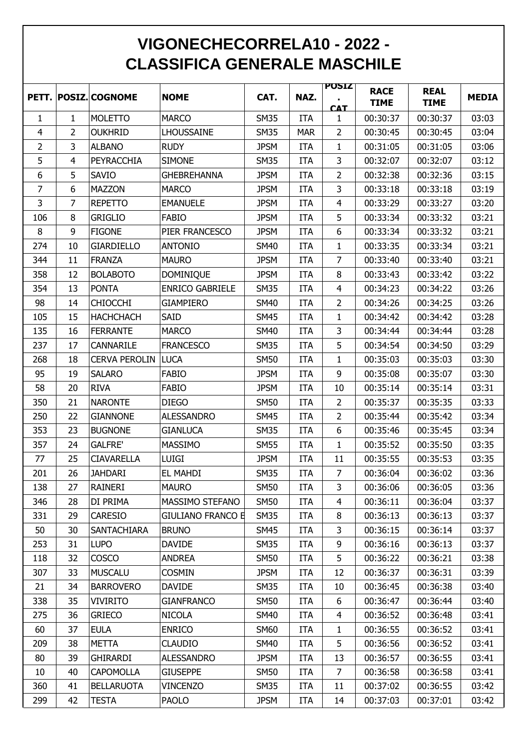# VIGONECHECORRELA10 - 2022 - CLASSIFICA GENERALE MASCHILE

| PETT. | POSIZ. | COGNOME | NOME | CAT. | NAZ. | POSIZ. CAT | RACE TIME | REAL TIME | MEDIA |
|---|---|---|---|---|---|---|---|---|---|
| 1 | 1 | MOLETTO | MARCO | SM35 | ITA | 1 | 00:30:37 | 00:30:37 | 03:03 |
| 4 | 2 | OUKHRID | LHOUSSAINE | SM35 | MAR | 2 | 00:30:45 | 00:30:45 | 03:04 |
| 2 | 3 | ALBANO | RUDY | JPSM | ITA | 1 | 00:31:05 | 00:31:05 | 03:06 |
| 5 | 4 | PEYRACCHIA | SIMONE | SM35 | ITA | 3 | 00:32:07 | 00:32:07 | 03:12 |
| 6 | 5 | SAVIO | GHEBREHANNA | JPSM | ITA | 2 | 00:32:38 | 00:32:36 | 03:15 |
| 7 | 6 | MAZZON | MARCO | JPSM | ITA | 3 | 00:33:18 | 00:33:18 | 03:19 |
| 3 | 7 | REPETTO | EMANUELE | JPSM | ITA | 4 | 00:33:29 | 00:33:27 | 03:20 |
| 106 | 8 | GRIGLIO | FABIO | JPSM | ITA | 5 | 00:33:34 | 00:33:32 | 03:21 |
| 8 | 9 | FIGONE | PIER FRANCESCO | JPSM | ITA | 6 | 00:33:34 | 00:33:32 | 03:21 |
| 274 | 10 | GIARDIELLO | ANTONIO | SM40 | ITA | 1 | 00:33:35 | 00:33:34 | 03:21 |
| 344 | 11 | FRANZA | MAURO | JPSM | ITA | 7 | 00:33:40 | 00:33:40 | 03:21 |
| 358 | 12 | BOLABOTO | DOMINIQUE | JPSM | ITA | 8 | 00:33:43 | 00:33:42 | 03:22 |
| 354 | 13 | PONTA | ENRICO GABRIELE | SM35 | ITA | 4 | 00:34:23 | 00:34:22 | 03:26 |
| 98 | 14 | CHIOCCHI | GIAMPIERO | SM40 | ITA | 2 | 00:34:26 | 00:34:25 | 03:26 |
| 105 | 15 | HACHCHACH | SAID | SM45 | ITA | 1 | 00:34:42 | 00:34:42 | 03:28 |
| 135 | 16 | FERRANTE | MARCO | SM40 | ITA | 3 | 00:34:44 | 00:34:44 | 03:28 |
| 237 | 17 | CANNARILE | FRANCESCO | SM35 | ITA | 5 | 00:34:54 | 00:34:50 | 03:29 |
| 268 | 18 | CERVA PEROLIN | LUCA | SM50 | ITA | 1 | 00:35:03 | 00:35:03 | 03:30 |
| 95 | 19 | SALARO | FABIO | JPSM | ITA | 9 | 00:35:08 | 00:35:07 | 03:30 |
| 58 | 20 | RIVA | FABIO | JPSM | ITA | 10 | 00:35:14 | 00:35:14 | 03:31 |
| 350 | 21 | NARONTE | DIEGO | SM50 | ITA | 2 | 00:35:37 | 00:35:35 | 03:33 |
| 250 | 22 | GIANNONE | ALESSANDRO | SM45 | ITA | 2 | 00:35:44 | 00:35:42 | 03:34 |
| 353 | 23 | BUGNONE | GIANLUCA | SM35 | ITA | 6 | 00:35:46 | 00:35:45 | 03:34 |
| 357 | 24 | GALFRE' | MASSIMO | SM55 | ITA | 1 | 00:35:52 | 00:35:50 | 03:35 |
| 77 | 25 | CIAVARELLA | LUIGI | JPSM | ITA | 11 | 00:35:55 | 00:35:53 | 03:35 |
| 201 | 26 | JAHDARI | EL MAHDI | SM35 | ITA | 7 | 00:36:04 | 00:36:02 | 03:36 |
| 138 | 27 | RAINERI | MAURO | SM50 | ITA | 3 | 00:36:06 | 00:36:05 | 03:36 |
| 346 | 28 | DI PRIMA | MASSIMO STEFANO | SM50 | ITA | 4 | 00:36:11 | 00:36:04 | 03:37 |
| 331 | 29 | CARESIO | GIULIANO FRANCO E | SM35 | ITA | 8 | 00:36:13 | 00:36:13 | 03:37 |
| 50 | 30 | SANTACHIARA | BRUNO | SM45 | ITA | 3 | 00:36:15 | 00:36:14 | 03:37 |
| 253 | 31 | LUPO | DAVIDE | SM35 | ITA | 9 | 00:36:16 | 00:36:13 | 03:37 |
| 118 | 32 | COSCO | ANDREA | SM50 | ITA | 5 | 00:36:22 | 00:36:21 | 03:38 |
| 307 | 33 | MUSCALU | COSMIN | JPSM | ITA | 12 | 00:36:37 | 00:36:31 | 03:39 |
| 21 | 34 | BARROVERO | DAVIDE | SM35 | ITA | 10 | 00:36:45 | 00:36:38 | 03:40 |
| 338 | 35 | VIVIRITO | GIANFRANCO | SM50 | ITA | 6 | 00:36:47 | 00:36:44 | 03:40 |
| 275 | 36 | GRIECO | NICOLA | SM40 | ITA | 4 | 00:36:52 | 00:36:48 | 03:41 |
| 60 | 37 | EULA | ENRICO | SM60 | ITA | 1 | 00:36:55 | 00:36:52 | 03:41 |
| 209 | 38 | METTA | CLAUDIO | SM40 | ITA | 5 | 00:36:56 | 00:36:52 | 03:41 |
| 80 | 39 | GHIRARDI | ALESSANDRO | JPSM | ITA | 13 | 00:36:57 | 00:36:55 | 03:41 |
| 10 | 40 | CAPOMOLLA | GIUSEPPE | SM50 | ITA | 7 | 00:36:58 | 00:36:58 | 03:41 |
| 360 | 41 | BELLARUOTA | VINCENZO | SM35 | ITA | 11 | 00:37:02 | 00:36:55 | 03:42 |
| 299 | 42 | TESTA | PAOLO | JPSM | ITA | 14 | 00:37:03 | 00:37:01 | 03:42 |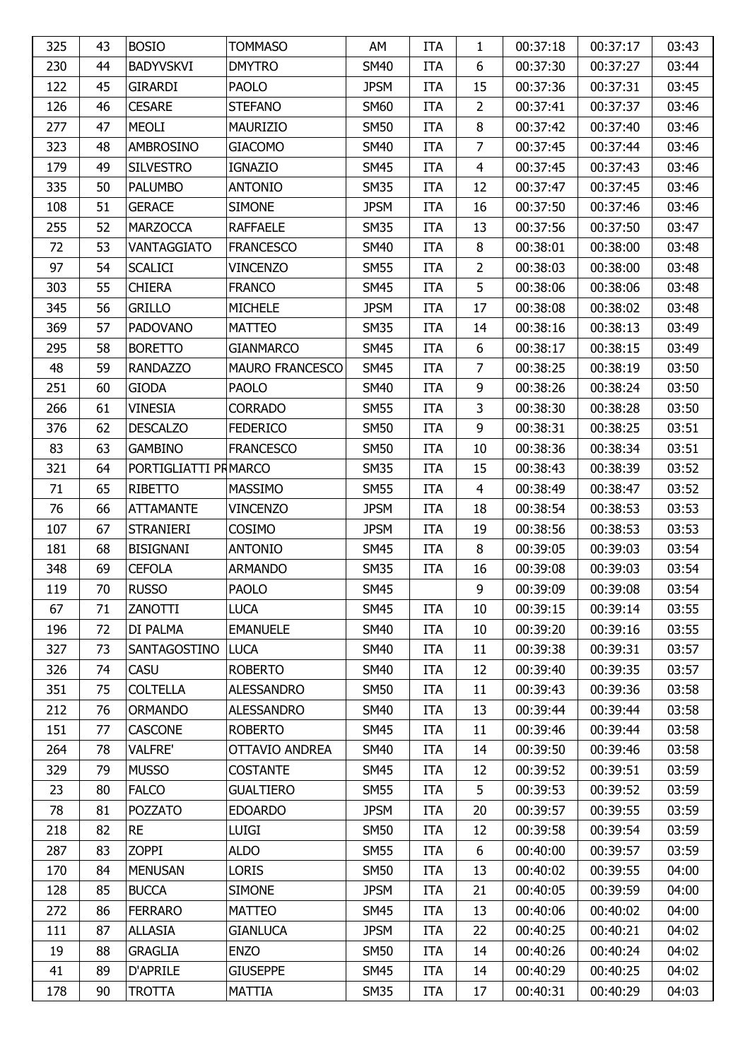| 325 | 43 | BOSIO | TOMMASO | AM | ITA | 1 | 00:37:18 | 00:37:17 | 03:43 |
|---|---|---|---|---|---|---|---|---|---|
| 230 | 44 | BADYVSKVI | DMYTRO | SM40 | ITA | 6 | 00:37:30 | 00:37:27 | 03:44 |
| 122 | 45 | GIRARDI | PAOLO | JPSM | ITA | 15 | 00:37:36 | 00:37:31 | 03:45 |
| 126 | 46 | CESARE | STEFANO | SM60 | ITA | 2 | 00:37:41 | 00:37:37 | 03:46 |
| 277 | 47 | MEOLI | MAURIZIO | SM50 | ITA | 8 | 00:37:42 | 00:37:40 | 03:46 |
| 323 | 48 | AMBROSINO | GIACOMO | SM40 | ITA | 7 | 00:37:45 | 00:37:44 | 03:46 |
| 179 | 49 | SILVESTRO | IGNAZIO | SM45 | ITA | 4 | 00:37:45 | 00:37:43 | 03:46 |
| 335 | 50 | PALUMBO | ANTONIO | SM35 | ITA | 12 | 00:37:47 | 00:37:45 | 03:46 |
| 108 | 51 | GERACE | SIMONE | JPSM | ITA | 16 | 00:37:50 | 00:37:46 | 03:46 |
| 255 | 52 | MARZOCCA | RAFFAELE | SM35 | ITA | 13 | 00:37:56 | 00:37:50 | 03:47 |
| 72 | 53 | VANTAGGIATO | FRANCESCO | SM40 | ITA | 8 | 00:38:01 | 00:38:00 | 03:48 |
| 97 | 54 | SCALICI | VINCENZO | SM55 | ITA | 2 | 00:38:03 | 00:38:00 | 03:48 |
| 303 | 55 | CHIERA | FRANCO | SM45 | ITA | 5 | 00:38:06 | 00:38:06 | 03:48 |
| 345 | 56 | GRILLO | MICHELE | JPSM | ITA | 17 | 00:38:08 | 00:38:02 | 03:48 |
| 369 | 57 | PADOVANO | MATTEO | SM35 | ITA | 14 | 00:38:16 | 00:38:13 | 03:49 |
| 295 | 58 | BORETTO | GIANMARCO | SM45 | ITA | 6 | 00:38:17 | 00:38:15 | 03:49 |
| 48 | 59 | RANDAZZO | MAURO FRANCESCO | SM45 | ITA | 7 | 00:38:25 | 00:38:19 | 03:50 |
| 251 | 60 | GIODA | PAOLO | SM40 | ITA | 9 | 00:38:26 | 00:38:24 | 03:50 |
| 266 | 61 | VINESIA | CORRADO | SM55 | ITA | 3 | 00:38:30 | 00:38:28 | 03:50 |
| 376 | 62 | DESCALZO | FEDERICO | SM50 | ITA | 9 | 00:38:31 | 00:38:25 | 03:51 |
| 83 | 63 | GAMBINO | FRANCESCO | SM50 | ITA | 10 | 00:38:36 | 00:38:34 | 03:51 |
| 321 | 64 | PORTIGLIATTI PR | MARCO | SM35 | ITA | 15 | 00:38:43 | 00:38:39 | 03:52 |
| 71 | 65 | RIBETTO | MASSIMO | SM55 | ITA | 4 | 00:38:49 | 00:38:47 | 03:52 |
| 76 | 66 | ATTAMANTE | VINCENZO | JPSM | ITA | 18 | 00:38:54 | 00:38:53 | 03:53 |
| 107 | 67 | STRANIERI | COSIMO | JPSM | ITA | 19 | 00:38:56 | 00:38:53 | 03:53 |
| 181 | 68 | BISIGNANI | ANTONIO | SM45 | ITA | 8 | 00:39:05 | 00:39:03 | 03:54 |
| 348 | 69 | CEFOLA | ARMANDO | SM35 | ITA | 16 | 00:39:08 | 00:39:03 | 03:54 |
| 119 | 70 | RUSSO | PAOLO | SM45 | | 9 | 00:39:09 | 00:39:08 | 03:54 |
| 67 | 71 | ZANOTTI | LUCA | SM45 | ITA | 10 | 00:39:15 | 00:39:14 | 03:55 |
| 196 | 72 | DI PALMA | EMANUELE | SM40 | ITA | 10 | 00:39:20 | 00:39:16 | 03:55 |
| 327 | 73 | SANTAGOSTINO | LUCA | SM40 | ITA | 11 | 00:39:38 | 00:39:31 | 03:57 |
| 326 | 74 | CASU | ROBERTO | SM40 | ITA | 12 | 00:39:40 | 00:39:35 | 03:57 |
| 351 | 75 | COLTELLA | ALESSANDRO | SM50 | ITA | 11 | 00:39:43 | 00:39:36 | 03:58 |
| 212 | 76 | ORMANDO | ALESSANDRO | SM40 | ITA | 13 | 00:39:44 | 00:39:44 | 03:58 |
| 151 | 77 | CASCONE | ROBERTO | SM45 | ITA | 11 | 00:39:46 | 00:39:44 | 03:58 |
| 264 | 78 | VALFRE' | OTTAVIO ANDREA | SM40 | ITA | 14 | 00:39:50 | 00:39:46 | 03:58 |
| 329 | 79 | MUSSO | COSTANTE | SM45 | ITA | 12 | 00:39:52 | 00:39:51 | 03:59 |
| 23 | 80 | FALCO | GUALTIERO | SM55 | ITA | 5 | 00:39:53 | 00:39:52 | 03:59 |
| 78 | 81 | POZZATO | EDOARDO | JPSM | ITA | 20 | 00:39:57 | 00:39:55 | 03:59 |
| 218 | 82 | RE | LUIGI | SM50 | ITA | 12 | 00:39:58 | 00:39:54 | 03:59 |
| 287 | 83 | ZOPPI | ALDO | SM55 | ITA | 6 | 00:40:00 | 00:39:57 | 03:59 |
| 170 | 84 | MENUSAN | LORIS | SM50 | ITA | 13 | 00:40:02 | 00:39:55 | 04:00 |
| 128 | 85 | BUCCA | SIMONE | JPSM | ITA | 21 | 00:40:05 | 00:39:59 | 04:00 |
| 272 | 86 | FERRARO | MATTEO | SM45 | ITA | 13 | 00:40:06 | 00:40:02 | 04:00 |
| 111 | 87 | ALLASIA | GIANLUCA | JPSM | ITA | 22 | 00:40:25 | 00:40:21 | 04:02 |
| 19 | 88 | GRAGLIA | ENZO | SM50 | ITA | 14 | 00:40:26 | 00:40:24 | 04:02 |
| 41 | 89 | D'APRILE | GIUSEPPE | SM45 | ITA | 14 | 00:40:29 | 00:40:25 | 04:02 |
| 178 | 90 | TROTTA | MATTIA | SM35 | ITA | 17 | 00:40:31 | 00:40:29 | 04:03 |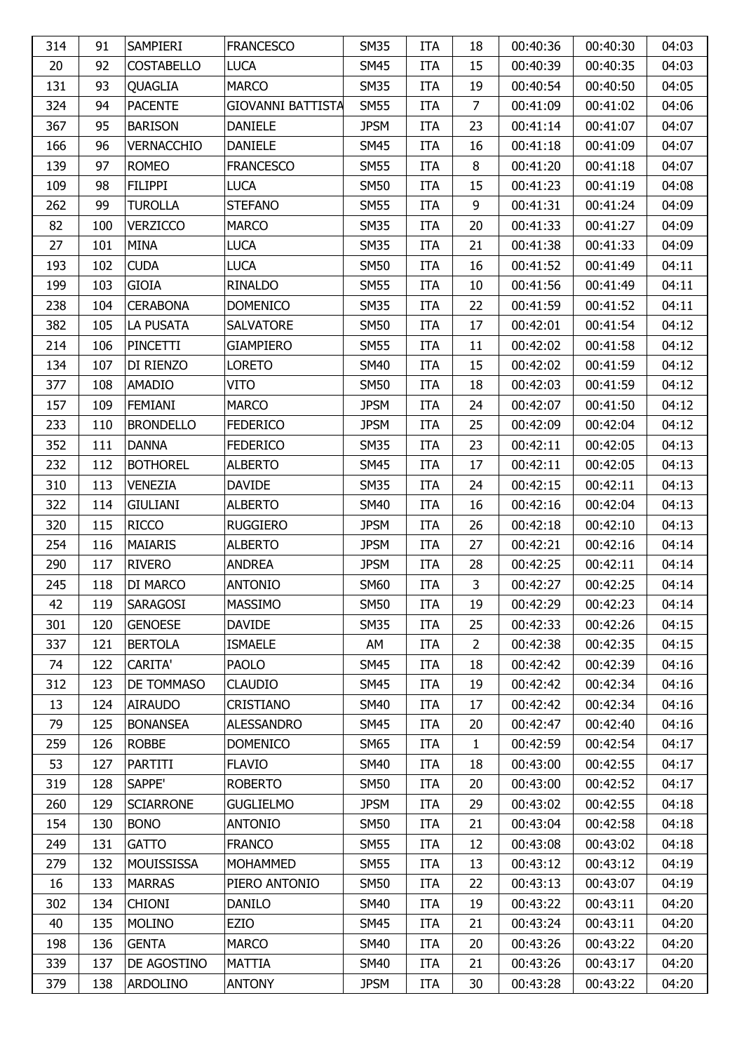| 314 | 91 | SAMPIERI | FRANCESCO | SM35 | ITA | 18 | 00:40:36 | 00:40:30 | 04:03 |
|---|---|---|---|---|---|---|---|---|---|
| 20 | 92 | COSTABELLO | LUCA | SM45 | ITA | 15 | 00:40:39 | 00:40:35 | 04:03 |
| 131 | 93 | QUAGLIA | MARCO | SM35 | ITA | 19 | 00:40:54 | 00:40:50 | 04:05 |
| 324 | 94 | PACENTE | GIOVANNI BATTISTA | SM55 | ITA | 7 | 00:41:09 | 00:41:02 | 04:06 |
| 367 | 95 | BARISON | DANIELE | JPSM | ITA | 23 | 00:41:14 | 00:41:07 | 04:07 |
| 166 | 96 | VERNACCHIO | DANIELE | SM45 | ITA | 16 | 00:41:18 | 00:41:09 | 04:07 |
| 139 | 97 | ROMEO | FRANCESCO | SM55 | ITA | 8 | 00:41:20 | 00:41:18 | 04:07 |
| 109 | 98 | FILIPPI | LUCA | SM50 | ITA | 15 | 00:41:23 | 00:41:19 | 04:08 |
| 262 | 99 | TUROLLA | STEFANO | SM55 | ITA | 9 | 00:41:31 | 00:41:24 | 04:09 |
| 82 | 100 | VERZICCO | MARCO | SM35 | ITA | 20 | 00:41:33 | 00:41:27 | 04:09 |
| 27 | 101 | MINA | LUCA | SM35 | ITA | 21 | 00:41:38 | 00:41:33 | 04:09 |
| 193 | 102 | CUDA | LUCA | SM50 | ITA | 16 | 00:41:52 | 00:41:49 | 04:11 |
| 199 | 103 | GIOIA | RINALDO | SM55 | ITA | 10 | 00:41:56 | 00:41:49 | 04:11 |
| 238 | 104 | CERABONA | DOMENICO | SM35 | ITA | 22 | 00:41:59 | 00:41:52 | 04:11 |
| 382 | 105 | LA PUSATA | SALVATORE | SM50 | ITA | 17 | 00:42:01 | 00:41:54 | 04:12 |
| 214 | 106 | PINCETTI | GIAMPIERO | SM55 | ITA | 11 | 00:42:02 | 00:41:58 | 04:12 |
| 134 | 107 | DI RIENZO | LORETO | SM40 | ITA | 15 | 00:42:02 | 00:41:59 | 04:12 |
| 377 | 108 | AMADIO | VITO | SM50 | ITA | 18 | 00:42:03 | 00:41:59 | 04:12 |
| 157 | 109 | FEMIANI | MARCO | JPSM | ITA | 24 | 00:42:07 | 00:41:50 | 04:12 |
| 233 | 110 | BRONDELLO | FEDERICO | JPSM | ITA | 25 | 00:42:09 | 00:42:04 | 04:12 |
| 352 | 111 | DANNA | FEDERICO | SM35 | ITA | 23 | 00:42:11 | 00:42:05 | 04:13 |
| 232 | 112 | BOTHOREL | ALBERTO | SM45 | ITA | 17 | 00:42:11 | 00:42:05 | 04:13 |
| 310 | 113 | VENEZIA | DAVIDE | SM35 | ITA | 24 | 00:42:15 | 00:42:11 | 04:13 |
| 322 | 114 | GIULIANI | ALBERTO | SM40 | ITA | 16 | 00:42:16 | 00:42:04 | 04:13 |
| 320 | 115 | RICCO | RUGGIERO | JPSM | ITA | 26 | 00:42:18 | 00:42:10 | 04:13 |
| 254 | 116 | MAIARIS | ALBERTO | JPSM | ITA | 27 | 00:42:21 | 00:42:16 | 04:14 |
| 290 | 117 | RIVERO | ANDREA | JPSM | ITA | 28 | 00:42:25 | 00:42:11 | 04:14 |
| 245 | 118 | DI MARCO | ANTONIO | SM60 | ITA | 3 | 00:42:27 | 00:42:25 | 04:14 |
| 42 | 119 | SARAGOSI | MASSIMO | SM50 | ITA | 19 | 00:42:29 | 00:42:23 | 04:14 |
| 301 | 120 | GENOESE | DAVIDE | SM35 | ITA | 25 | 00:42:33 | 00:42:26 | 04:15 |
| 337 | 121 | BERTOLA | ISMAELE | AM | ITA | 2 | 00:42:38 | 00:42:35 | 04:15 |
| 74 | 122 | CARITA' | PAOLO | SM45 | ITA | 18 | 00:42:42 | 00:42:39 | 04:16 |
| 312 | 123 | DE TOMMASO | CLAUDIO | SM45 | ITA | 19 | 00:42:42 | 00:42:34 | 04:16 |
| 13 | 124 | AIRAUDO | CRISTIANO | SM40 | ITA | 17 | 00:42:42 | 00:42:34 | 04:16 |
| 79 | 125 | BONANSEA | ALESSANDRO | SM45 | ITA | 20 | 00:42:47 | 00:42:40 | 04:16 |
| 259 | 126 | ROBBE | DOMENICO | SM65 | ITA | 1 | 00:42:59 | 00:42:54 | 04:17 |
| 53 | 127 | PARTITI | FLAVIO | SM40 | ITA | 18 | 00:43:00 | 00:42:55 | 04:17 |
| 319 | 128 | SAPPE' | ROBERTO | SM50 | ITA | 20 | 00:43:00 | 00:42:52 | 04:17 |
| 260 | 129 | SCIARRONE | GUGLIELMO | JPSM | ITA | 29 | 00:43:02 | 00:42:55 | 04:18 |
| 154 | 130 | BONO | ANTONIO | SM50 | ITA | 21 | 00:43:04 | 00:42:58 | 04:18 |
| 249 | 131 | GATTO | FRANCO | SM55 | ITA | 12 | 00:43:08 | 00:43:02 | 04:18 |
| 279 | 132 | MOUISSISSA | MOHAMMED | SM55 | ITA | 13 | 00:43:12 | 00:43:12 | 04:19 |
| 16 | 133 | MARRAS | PIERO ANTONIO | SM50 | ITA | 22 | 00:43:13 | 00:43:07 | 04:19 |
| 302 | 134 | CHIONI | DANILO | SM40 | ITA | 19 | 00:43:22 | 00:43:11 | 04:20 |
| 40 | 135 | MOLINO | EZIO | SM45 | ITA | 21 | 00:43:24 | 00:43:11 | 04:20 |
| 198 | 136 | GENTA | MARCO | SM40 | ITA | 20 | 00:43:26 | 00:43:22 | 04:20 |
| 339 | 137 | DE AGOSTINO | MATTIA | SM40 | ITA | 21 | 00:43:26 | 00:43:17 | 04:20 |
| 379 | 138 | ARDOLINO | ANTONY | JPSM | ITA | 30 | 00:43:28 | 00:43:22 | 04:20 |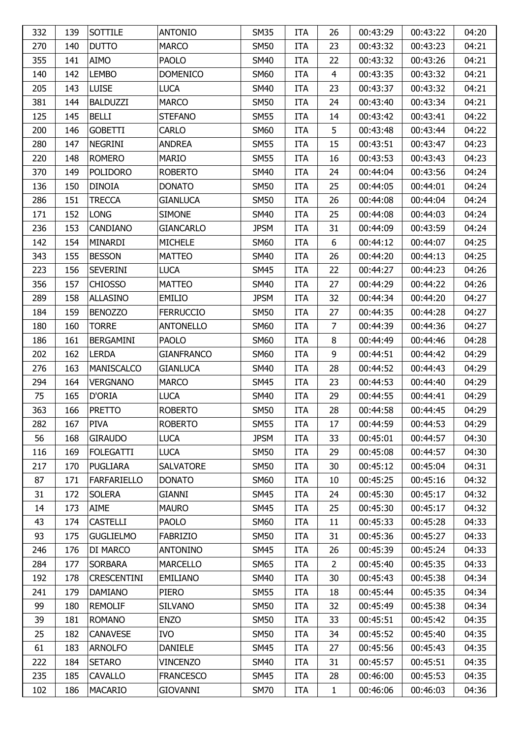| | | | | | | | | | |
|---|---|---|---|---|---|---|---|---|---|
| 332 | 139 | SOTTILE | ANTONIO | SM35 | ITA | 26 | 00:43:29 | 00:43:22 | 04:20 |
| 270 | 140 | DUTTO | MARCO | SM50 | ITA | 23 | 00:43:32 | 00:43:23 | 04:21 |
| 355 | 141 | AIMO | PAOLO | SM40 | ITA | 22 | 00:43:32 | 00:43:26 | 04:21 |
| 140 | 142 | LEMBO | DOMENICO | SM60 | ITA | 4 | 00:43:35 | 00:43:32 | 04:21 |
| 205 | 143 | LUISE | LUCA | SM40 | ITA | 23 | 00:43:37 | 00:43:32 | 04:21 |
| 381 | 144 | BALDUZZI | MARCO | SM50 | ITA | 24 | 00:43:40 | 00:43:34 | 04:21 |
| 125 | 145 | BELLI | STEFANO | SM55 | ITA | 14 | 00:43:42 | 00:43:41 | 04:22 |
| 200 | 146 | GOBETTI | CARLO | SM60 | ITA | 5 | 00:43:48 | 00:43:44 | 04:22 |
| 280 | 147 | NEGRINI | ANDREA | SM55 | ITA | 15 | 00:43:51 | 00:43:47 | 04:23 |
| 220 | 148 | ROMERO | MARIO | SM55 | ITA | 16 | 00:43:53 | 00:43:43 | 04:23 |
| 370 | 149 | POLIDORO | ROBERTO | SM40 | ITA | 24 | 00:44:04 | 00:43:56 | 04:24 |
| 136 | 150 | DINOIA | DONATO | SM50 | ITA | 25 | 00:44:05 | 00:44:01 | 04:24 |
| 286 | 151 | TRECCA | GIANLUCA | SM50 | ITA | 26 | 00:44:08 | 00:44:04 | 04:24 |
| 171 | 152 | LONG | SIMONE | SM40 | ITA | 25 | 00:44:08 | 00:44:03 | 04:24 |
| 236 | 153 | CANDIANO | GIANCARLO | JPSM | ITA | 31 | 00:44:09 | 00:43:59 | 04:24 |
| 142 | 154 | MINARDI | MICHELE | SM60 | ITA | 6 | 00:44:12 | 00:44:07 | 04:25 |
| 343 | 155 | BESSON | MATTEO | SM40 | ITA | 26 | 00:44:20 | 00:44:13 | 04:25 |
| 223 | 156 | SEVERINI | LUCA | SM45 | ITA | 22 | 00:44:27 | 00:44:23 | 04:26 |
| 356 | 157 | CHIOSSO | MATTEO | SM40 | ITA | 27 | 00:44:29 | 00:44:22 | 04:26 |
| 289 | 158 | ALLASINO | EMILIO | JPSM | ITA | 32 | 00:44:34 | 00:44:20 | 04:27 |
| 184 | 159 | BENOZZO | FERRUCCIO | SM50 | ITA | 27 | 00:44:35 | 00:44:28 | 04:27 |
| 180 | 160 | TORRE | ANTONELLO | SM60 | ITA | 7 | 00:44:39 | 00:44:36 | 04:27 |
| 186 | 161 | BERGAMINI | PAOLO | SM60 | ITA | 8 | 00:44:49 | 00:44:46 | 04:28 |
| 202 | 162 | LERDA | GIANFRANCO | SM60 | ITA | 9 | 00:44:51 | 00:44:42 | 04:29 |
| 276 | 163 | MANISCALCO | GIANLUCA | SM40 | ITA | 28 | 00:44:52 | 00:44:43 | 04:29 |
| 294 | 164 | VERGNANO | MARCO | SM45 | ITA | 23 | 00:44:53 | 00:44:40 | 04:29 |
| 75 | 165 | D'ORIA | LUCA | SM40 | ITA | 29 | 00:44:55 | 00:44:41 | 04:29 |
| 363 | 166 | PRETTO | ROBERTO | SM50 | ITA | 28 | 00:44:58 | 00:44:45 | 04:29 |
| 282 | 167 | PIVA | ROBERTO | SM55 | ITA | 17 | 00:44:59 | 00:44:53 | 04:29 |
| 56 | 168 | GIRAUDO | LUCA | JPSM | ITA | 33 | 00:45:01 | 00:44:57 | 04:30 |
| 116 | 169 | FOLEGATTI | LUCA | SM50 | ITA | 29 | 00:45:08 | 00:44:57 | 04:30 |
| 217 | 170 | PUGLIARA | SALVATORE | SM50 | ITA | 30 | 00:45:12 | 00:45:04 | 04:31 |
| 87 | 171 | FARFARIELLO | DONATO | SM60 | ITA | 10 | 00:45:25 | 00:45:16 | 04:32 |
| 31 | 172 | SOLERA | GIANNI | SM45 | ITA | 24 | 00:45:30 | 00:45:17 | 04:32 |
| 14 | 173 | AIME | MAURO | SM45 | ITA | 25 | 00:45:30 | 00:45:17 | 04:32 |
| 43 | 174 | CASTELLI | PAOLO | SM60 | ITA | 11 | 00:45:33 | 00:45:28 | 04:33 |
| 93 | 175 | GUGLIELMO | FABRIZIO | SM50 | ITA | 31 | 00:45:36 | 00:45:27 | 04:33 |
| 246 | 176 | DI MARCO | ANTONINO | SM45 | ITA | 26 | 00:45:39 | 00:45:24 | 04:33 |
| 284 | 177 | SORBARA | MARCELLO | SM65 | ITA | 2 | 00:45:40 | 00:45:35 | 04:33 |
| 192 | 178 | CRESCENTINI | EMILIANO | SM40 | ITA | 30 | 00:45:43 | 00:45:38 | 04:34 |
| 241 | 179 | DAMIANO | PIERO | SM55 | ITA | 18 | 00:45:44 | 00:45:35 | 04:34 |
| 99 | 180 | REMOLIF | SILVANO | SM50 | ITA | 32 | 00:45:49 | 00:45:38 | 04:34 |
| 39 | 181 | ROMANO | ENZO | SM50 | ITA | 33 | 00:45:51 | 00:45:42 | 04:35 |
| 25 | 182 | CANAVESE | IVO | SM50 | ITA | 34 | 00:45:52 | 00:45:40 | 04:35 |
| 61 | 183 | ARNOLFO | DANIELE | SM45 | ITA | 27 | 00:45:56 | 00:45:43 | 04:35 |
| 222 | 184 | SETARO | VINCENZO | SM40 | ITA | 31 | 00:45:57 | 00:45:51 | 04:35 |
| 235 | 185 | CAVALLO | FRANCESCO | SM45 | ITA | 28 | 00:46:00 | 00:45:53 | 04:35 |
| 102 | 186 | MACARIO | GIOVANNI | SM70 | ITA | 1 | 00:46:06 | 00:46:03 | 04:36 |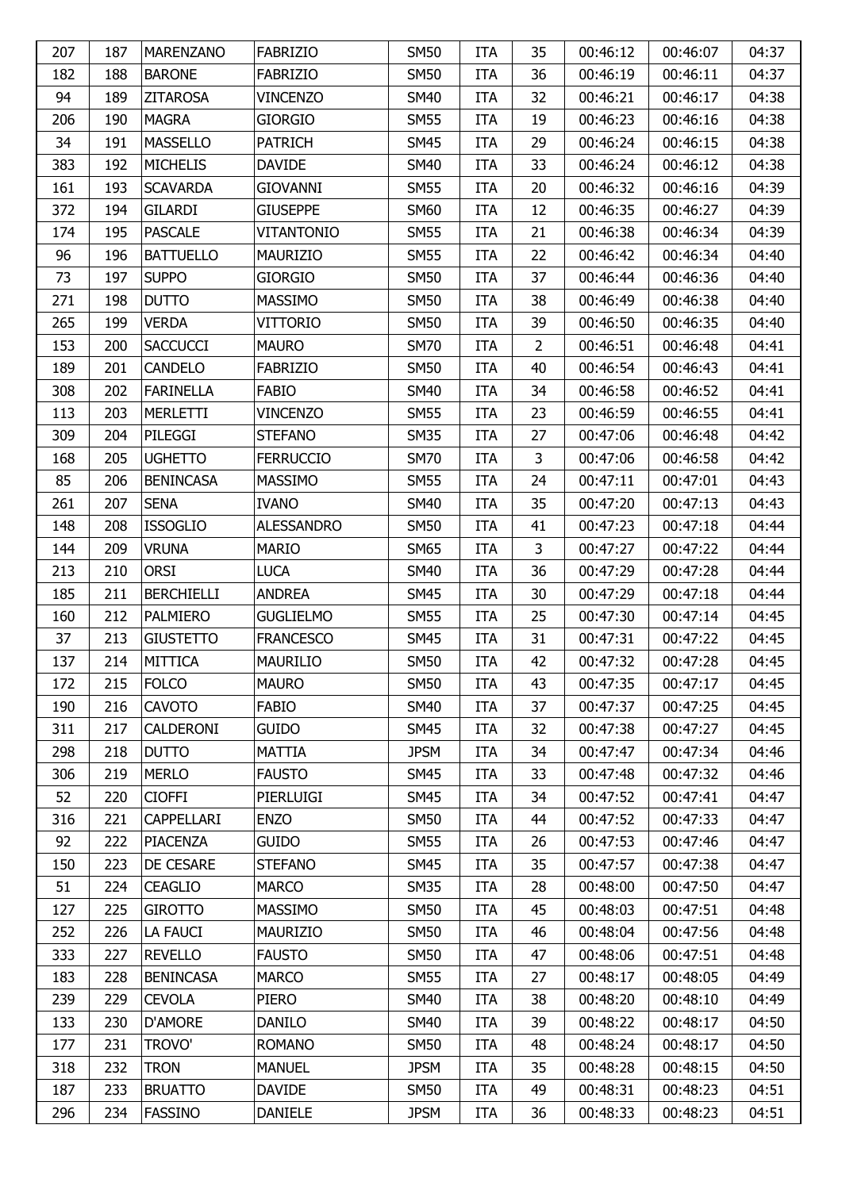| 207 | 187 | MARENZANO | FABRIZIO | SM50 | ITA | 35 | 00:46:12 | 00:46:07 | 04:37 |
|---|---|---|---|---|---|---|---|---|---|
| 182 | 188 | BARONE | FABRIZIO | SM50 | ITA | 36 | 00:46:19 | 00:46:11 | 04:37 |
| 94 | 189 | ZITAROSA | VINCENZO | SM40 | ITA | 32 | 00:46:21 | 00:46:17 | 04:38 |
| 206 | 190 | MAGRA | GIORGIO | SM55 | ITA | 19 | 00:46:23 | 00:46:16 | 04:38 |
| 34 | 191 | MASSELLO | PATRICH | SM45 | ITA | 29 | 00:46:24 | 00:46:15 | 04:38 |
| 383 | 192 | MICHELIS | DAVIDE | SM40 | ITA | 33 | 00:46:24 | 00:46:12 | 04:38 |
| 161 | 193 | SCAVARDA | GIOVANNI | SM55 | ITA | 20 | 00:46:32 | 00:46:16 | 04:39 |
| 372 | 194 | GILARDI | GIUSEPPE | SM60 | ITA | 12 | 00:46:35 | 00:46:27 | 04:39 |
| 174 | 195 | PASCALE | VITANTONIO | SM55 | ITA | 21 | 00:46:38 | 00:46:34 | 04:39 |
| 96 | 196 | BATTUELLO | MAURIZIO | SM55 | ITA | 22 | 00:46:42 | 00:46:34 | 04:40 |
| 73 | 197 | SUPPO | GIORGIO | SM50 | ITA | 37 | 00:46:44 | 00:46:36 | 04:40 |
| 271 | 198 | DUTTO | MASSIMO | SM50 | ITA | 38 | 00:46:49 | 00:46:38 | 04:40 |
| 265 | 199 | VERDA | VITTORIO | SM50 | ITA | 39 | 00:46:50 | 00:46:35 | 04:40 |
| 153 | 200 | SACCUCCI | MAURO | SM70 | ITA | 2 | 00:46:51 | 00:46:48 | 04:41 |
| 189 | 201 | CANDELO | FABRIZIO | SM50 | ITA | 40 | 00:46:54 | 00:46:43 | 04:41 |
| 308 | 202 | FARINELLA | FABIO | SM40 | ITA | 34 | 00:46:58 | 00:46:52 | 04:41 |
| 113 | 203 | MERLETTI | VINCENZO | SM55 | ITA | 23 | 00:46:59 | 00:46:55 | 04:41 |
| 309 | 204 | PILEGGI | STEFANO | SM35 | ITA | 27 | 00:47:06 | 00:46:48 | 04:42 |
| 168 | 205 | UGHETTO | FERRUCCIO | SM70 | ITA | 3 | 00:47:06 | 00:46:58 | 04:42 |
| 85 | 206 | BENINCASA | MASSIMO | SM55 | ITA | 24 | 00:47:11 | 00:47:01 | 04:43 |
| 261 | 207 | SENA | IVANO | SM40 | ITA | 35 | 00:47:20 | 00:47:13 | 04:43 |
| 148 | 208 | ISSOGLIO | ALESSANDRO | SM50 | ITA | 41 | 00:47:23 | 00:47:18 | 04:44 |
| 144 | 209 | VRUNA | MARIO | SM65 | ITA | 3 | 00:47:27 | 00:47:22 | 04:44 |
| 213 | 210 | ORSI | LUCA | SM40 | ITA | 36 | 00:47:29 | 00:47:28 | 04:44 |
| 185 | 211 | BERCHIELLI | ANDREA | SM45 | ITA | 30 | 00:47:29 | 00:47:18 | 04:44 |
| 160 | 212 | PALMIERO | GUGLIELMO | SM55 | ITA | 25 | 00:47:30 | 00:47:14 | 04:45 |
| 37 | 213 | GIUSTETTO | FRANCESCO | SM45 | ITA | 31 | 00:47:31 | 00:47:22 | 04:45 |
| 137 | 214 | MITTICA | MAURILIO | SM50 | ITA | 42 | 00:47:32 | 00:47:28 | 04:45 |
| 172 | 215 | FOLCO | MAURO | SM50 | ITA | 43 | 00:47:35 | 00:47:17 | 04:45 |
| 190 | 216 | CAVOTO | FABIO | SM40 | ITA | 37 | 00:47:37 | 00:47:25 | 04:45 |
| 311 | 217 | CALDERONI | GUIDO | SM45 | ITA | 32 | 00:47:38 | 00:47:27 | 04:45 |
| 298 | 218 | DUTTO | MATTIA | JPSM | ITA | 34 | 00:47:47 | 00:47:34 | 04:46 |
| 306 | 219 | MERLO | FAUSTO | SM45 | ITA | 33 | 00:47:48 | 00:47:32 | 04:46 |
| 52 | 220 | CIOFFI | PIERLUIGI | SM45 | ITA | 34 | 00:47:52 | 00:47:41 | 04:47 |
| 316 | 221 | CAPPELLARI | ENZO | SM50 | ITA | 44 | 00:47:52 | 00:47:33 | 04:47 |
| 92 | 222 | PIACENZA | GUIDO | SM55 | ITA | 26 | 00:47:53 | 00:47:46 | 04:47 |
| 150 | 223 | DE CESARE | STEFANO | SM45 | ITA | 35 | 00:47:57 | 00:47:38 | 04:47 |
| 51 | 224 | CEAGLIO | MARCO | SM35 | ITA | 28 | 00:48:00 | 00:47:50 | 04:47 |
| 127 | 225 | GIROTTO | MASSIMO | SM50 | ITA | 45 | 00:48:03 | 00:47:51 | 04:48 |
| 252 | 226 | LA FAUCI | MAURIZIO | SM50 | ITA | 46 | 00:48:04 | 00:47:56 | 04:48 |
| 333 | 227 | REVELLO | FAUSTO | SM50 | ITA | 47 | 00:48:06 | 00:47:51 | 04:48 |
| 183 | 228 | BENINCASA | MARCO | SM55 | ITA | 27 | 00:48:17 | 00:48:05 | 04:49 |
| 239 | 229 | CEVOLA | PIERO | SM40 | ITA | 38 | 00:48:20 | 00:48:10 | 04:49 |
| 133 | 230 | D'AMORE | DANILO | SM40 | ITA | 39 | 00:48:22 | 00:48:17 | 04:50 |
| 177 | 231 | TROVO' | ROMANO | SM50 | ITA | 48 | 00:48:24 | 00:48:17 | 04:50 |
| 318 | 232 | TRON | MANUEL | JPSM | ITA | 35 | 00:48:28 | 00:48:15 | 04:50 |
| 187 | 233 | BRUATTO | DAVIDE | SM50 | ITA | 49 | 00:48:31 | 00:48:23 | 04:51 |
| 296 | 234 | FASSINO | DANIELE | JPSM | ITA | 36 | 00:48:33 | 00:48:23 | 04:51 |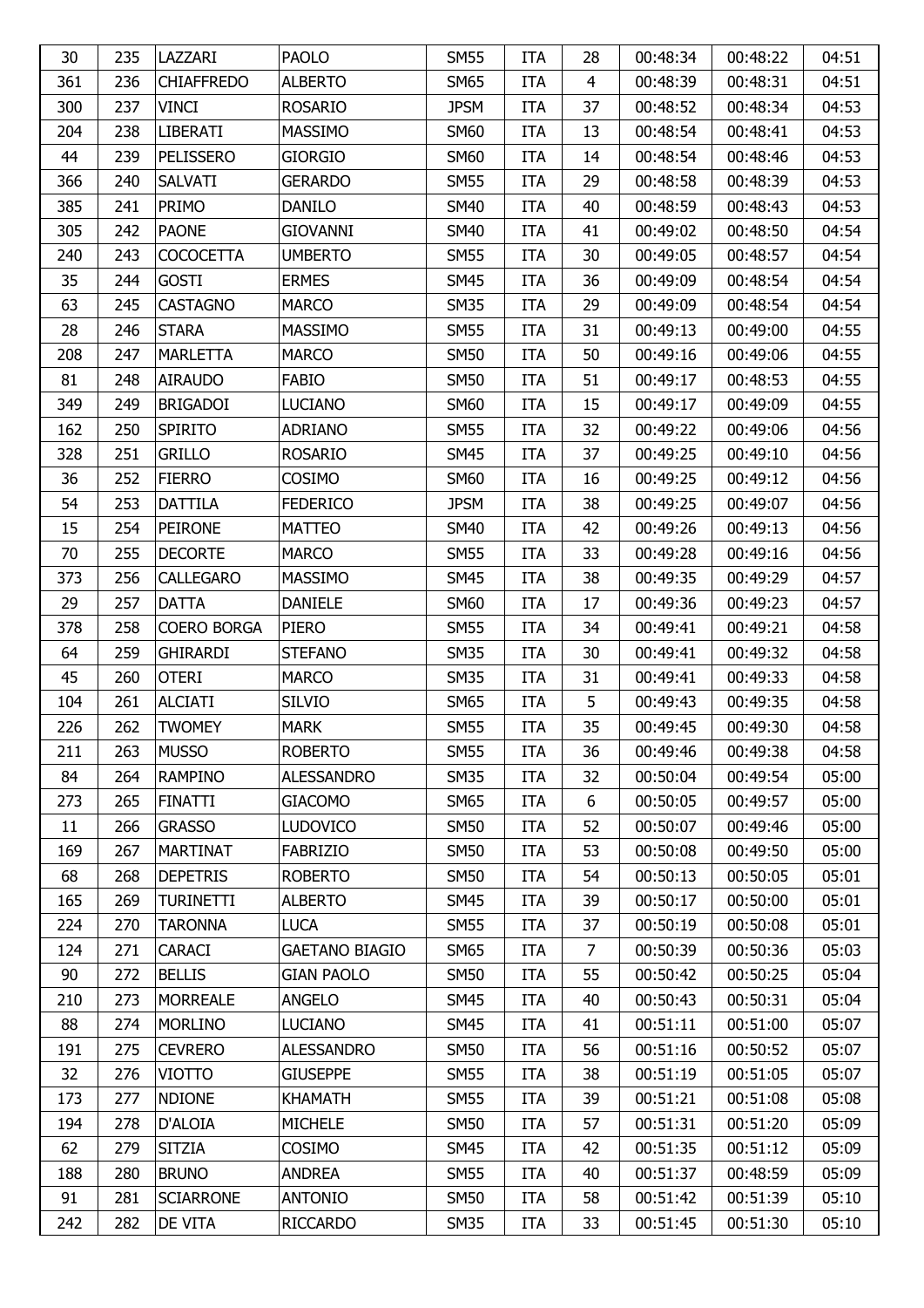| 30 | 235 | LAZZARI | PAOLO | SM55 | ITA | 28 | 00:48:34 | 00:48:22 | 04:51 |
|---|---|---|---|---|---|---|---|---|---|
| 361 | 236 | CHIAFFREDO | ALBERTO | SM65 | ITA | 4 | 00:48:39 | 00:48:31 | 04:51 |
| 300 | 237 | VINCI | ROSARIO | JPSM | ITA | 37 | 00:48:52 | 00:48:34 | 04:53 |
| 204 | 238 | LIBERATI | MASSIMO | SM60 | ITA | 13 | 00:48:54 | 00:48:41 | 04:53 |
| 44 | 239 | PELISSERO | GIORGIO | SM60 | ITA | 14 | 00:48:54 | 00:48:46 | 04:53 |
| 366 | 240 | SALVATI | GERARDO | SM55 | ITA | 29 | 00:48:58 | 00:48:39 | 04:53 |
| 385 | 241 | PRIMO | DANILO | SM40 | ITA | 40 | 00:48:59 | 00:48:43 | 04:53 |
| 305 | 242 | PAONE | GIOVANNI | SM40 | ITA | 41 | 00:49:02 | 00:48:50 | 04:54 |
| 240 | 243 | COCOCETTA | UMBERTO | SM55 | ITA | 30 | 00:49:05 | 00:48:57 | 04:54 |
| 35 | 244 | GOSTI | ERMES | SM45 | ITA | 36 | 00:49:09 | 00:48:54 | 04:54 |
| 63 | 245 | CASTAGNO | MARCO | SM35 | ITA | 29 | 00:49:09 | 00:48:54 | 04:54 |
| 28 | 246 | STARA | MASSIMO | SM55 | ITA | 31 | 00:49:13 | 00:49:00 | 04:55 |
| 208 | 247 | MARLETTA | MARCO | SM50 | ITA | 50 | 00:49:16 | 00:49:06 | 04:55 |
| 81 | 248 | AIRAUDO | FABIO | SM50 | ITA | 51 | 00:49:17 | 00:48:53 | 04:55 |
| 349 | 249 | BRIGADOI | LUCIANO | SM60 | ITA | 15 | 00:49:17 | 00:49:09 | 04:55 |
| 162 | 250 | SPIRITO | ADRIANO | SM55 | ITA | 32 | 00:49:22 | 00:49:06 | 04:56 |
| 328 | 251 | GRILLO | ROSARIO | SM45 | ITA | 37 | 00:49:25 | 00:49:10 | 04:56 |
| 36 | 252 | FIERRO | COSIMO | SM60 | ITA | 16 | 00:49:25 | 00:49:12 | 04:56 |
| 54 | 253 | DATTILA | FEDERICO | JPSM | ITA | 38 | 00:49:25 | 00:49:07 | 04:56 |
| 15 | 254 | PEIRONE | MATTEO | SM40 | ITA | 42 | 00:49:26 | 00:49:13 | 04:56 |
| 70 | 255 | DECORTE | MARCO | SM55 | ITA | 33 | 00:49:28 | 00:49:16 | 04:56 |
| 373 | 256 | CALLEGARO | MASSIMO | SM45 | ITA | 38 | 00:49:35 | 00:49:29 | 04:57 |
| 29 | 257 | DATTA | DANIELE | SM60 | ITA | 17 | 00:49:36 | 00:49:23 | 04:57 |
| 378 | 258 | COERO BORGA | PIERO | SM55 | ITA | 34 | 00:49:41 | 00:49:21 | 04:58 |
| 64 | 259 | GHIRARDI | STEFANO | SM35 | ITA | 30 | 00:49:41 | 00:49:32 | 04:58 |
| 45 | 260 | OTERI | MARCO | SM35 | ITA | 31 | 00:49:41 | 00:49:33 | 04:58 |
| 104 | 261 | ALCIATI | SILVIO | SM65 | ITA | 5 | 00:49:43 | 00:49:35 | 04:58 |
| 226 | 262 | TWOMEY | MARK | SM55 | ITA | 35 | 00:49:45 | 00:49:30 | 04:58 |
| 211 | 263 | MUSSO | ROBERTO | SM55 | ITA | 36 | 00:49:46 | 00:49:38 | 04:58 |
| 84 | 264 | RAMPINO | ALESSANDRO | SM35 | ITA | 32 | 00:50:04 | 00:49:54 | 05:00 |
| 273 | 265 | FINATTI | GIACOMO | SM65 | ITA | 6 | 00:50:05 | 00:49:57 | 05:00 |
| 11 | 266 | GRASSO | LUDOVICO | SM50 | ITA | 52 | 00:50:07 | 00:49:46 | 05:00 |
| 169 | 267 | MARTINAT | FABRIZIO | SM50 | ITA | 53 | 00:50:08 | 00:49:50 | 05:00 |
| 68 | 268 | DEPETRIS | ROBERTO | SM50 | ITA | 54 | 00:50:13 | 00:50:05 | 05:01 |
| 165 | 269 | TURINETTI | ALBERTO | SM45 | ITA | 39 | 00:50:17 | 00:50:00 | 05:01 |
| 224 | 270 | TARONNA | LUCA | SM55 | ITA | 37 | 00:50:19 | 00:50:08 | 05:01 |
| 124 | 271 | CARACI | GAETANO BIAGIO | SM65 | ITA | 7 | 00:50:39 | 00:50:36 | 05:03 |
| 90 | 272 | BELLIS | GIAN PAOLO | SM50 | ITA | 55 | 00:50:42 | 00:50:25 | 05:04 |
| 210 | 273 | MORREALE | ANGELO | SM45 | ITA | 40 | 00:50:43 | 00:50:31 | 05:04 |
| 88 | 274 | MORLINO | LUCIANO | SM45 | ITA | 41 | 00:51:11 | 00:51:00 | 05:07 |
| 191 | 275 | CEVRERO | ALESSANDRO | SM50 | ITA | 56 | 00:51:16 | 00:50:52 | 05:07 |
| 32 | 276 | VIOTTO | GIUSEPPE | SM55 | ITA | 38 | 00:51:19 | 00:51:05 | 05:07 |
| 173 | 277 | NDIONE | KHAMATH | SM55 | ITA | 39 | 00:51:21 | 00:51:08 | 05:08 |
| 194 | 278 | D'ALOIA | MICHELE | SM50 | ITA | 57 | 00:51:31 | 00:51:20 | 05:09 |
| 62 | 279 | SITZIA | COSIMO | SM45 | ITA | 42 | 00:51:35 | 00:51:12 | 05:09 |
| 188 | 280 | BRUNO | ANDREA | SM55 | ITA | 40 | 00:51:37 | 00:48:59 | 05:09 |
| 91 | 281 | SCIARRONE | ANTONIO | SM50 | ITA | 58 | 00:51:42 | 00:51:39 | 05:10 |
| 242 | 282 | DE VITA | RICCARDO | SM35 | ITA | 33 | 00:51:45 | 00:51:30 | 05:10 |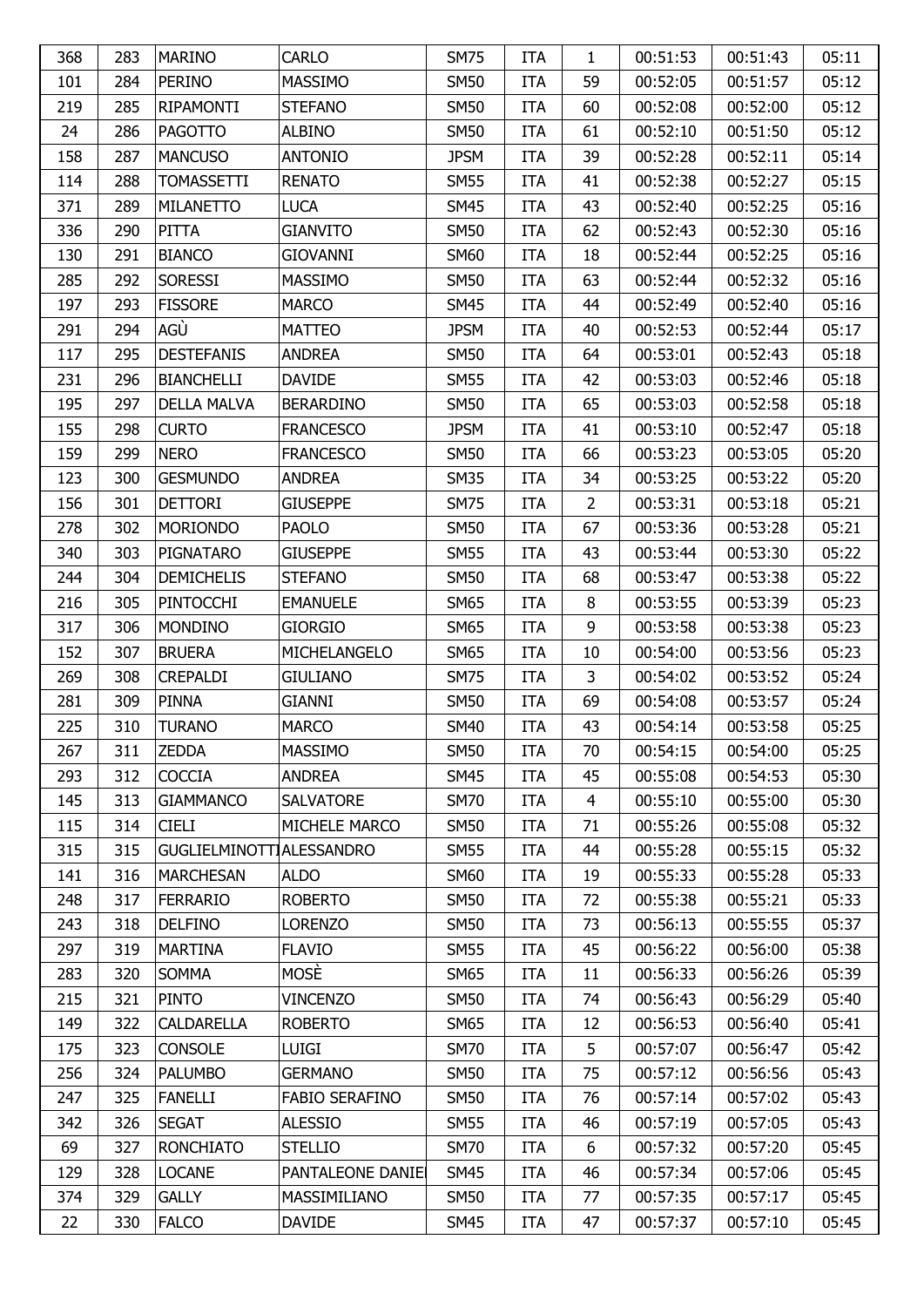| | | | | | | | | | |
|---|---|---|---|---|---|---|---|---|---|
| 368 | 283 | MARINO | CARLO | SM75 | ITA | 1 | 00:51:53 | 00:51:43 | 05:11 |
| 101 | 284 | PERINO | MASSIMO | SM50 | ITA | 59 | 00:52:05 | 00:51:57 | 05:12 |
| 219 | 285 | RIPAMONTI | STEFANO | SM50 | ITA | 60 | 00:52:08 | 00:52:00 | 05:12 |
| 24 | 286 | PAGOTTO | ALBINO | SM50 | ITA | 61 | 00:52:10 | 00:51:50 | 05:12 |
| 158 | 287 | MANCUSO | ANTONIO | JPSM | ITA | 39 | 00:52:28 | 00:52:11 | 05:14 |
| 114 | 288 | TOMASSETTI | RENATO | SM55 | ITA | 41 | 00:52:38 | 00:52:27 | 05:15 |
| 371 | 289 | MILANETTO | LUCA | SM45 | ITA | 43 | 00:52:40 | 00:52:25 | 05:16 |
| 336 | 290 | PITTA | GIANVITO | SM50 | ITA | 62 | 00:52:43 | 00:52:30 | 05:16 |
| 130 | 291 | BIANCO | GIOVANNI | SM60 | ITA | 18 | 00:52:44 | 00:52:25 | 05:16 |
| 285 | 292 | SORESSI | MASSIMO | SM50 | ITA | 63 | 00:52:44 | 00:52:32 | 05:16 |
| 197 | 293 | FISSORE | MARCO | SM45 | ITA | 44 | 00:52:49 | 00:52:40 | 05:16 |
| 291 | 294 | AGÙ | MATTEO | JPSM | ITA | 40 | 00:52:53 | 00:52:44 | 05:17 |
| 117 | 295 | DESTEFANIS | ANDREA | SM50 | ITA | 64 | 00:53:01 | 00:52:43 | 05:18 |
| 231 | 296 | BIANCHELLI | DAVIDE | SM55 | ITA | 42 | 00:53:03 | 00:52:46 | 05:18 |
| 195 | 297 | DELLA MALVA | BERARDINO | SM50 | ITA | 65 | 00:53:03 | 00:52:58 | 05:18 |
| 155 | 298 | CURTO | FRANCESCO | JPSM | ITA | 41 | 00:53:10 | 00:52:47 | 05:18 |
| 159 | 299 | NERO | FRANCESCO | SM50 | ITA | 66 | 00:53:23 | 00:53:05 | 05:20 |
| 123 | 300 | GESMUNDO | ANDREA | SM35 | ITA | 34 | 00:53:25 | 00:53:22 | 05:20 |
| 156 | 301 | DETTORI | GIUSEPPE | SM75 | ITA | 2 | 00:53:31 | 00:53:18 | 05:21 |
| 278 | 302 | MORIONDO | PAOLO | SM50 | ITA | 67 | 00:53:36 | 00:53:28 | 05:21 |
| 340 | 303 | PIGNATARO | GIUSEPPE | SM55 | ITA | 43 | 00:53:44 | 00:53:30 | 05:22 |
| 244 | 304 | DEMICHELIS | STEFANO | SM50 | ITA | 68 | 00:53:47 | 00:53:38 | 05:22 |
| 216 | 305 | PINTOCCHI | EMANUELE | SM65 | ITA | 8 | 00:53:55 | 00:53:39 | 05:23 |
| 317 | 306 | MONDINO | GIORGIO | SM65 | ITA | 9 | 00:53:58 | 00:53:38 | 05:23 |
| 152 | 307 | BRUERA | MICHELANGELO | SM65 | ITA | 10 | 00:54:00 | 00:53:56 | 05:23 |
| 269 | 308 | CREPALDI | GIULIANO | SM75 | ITA | 3 | 00:54:02 | 00:53:52 | 05:24 |
| 281 | 309 | PINNA | GIANNI | SM50 | ITA | 69 | 00:54:08 | 00:53:57 | 05:24 |
| 225 | 310 | TURANO | MARCO | SM40 | ITA | 43 | 00:54:14 | 00:53:58 | 05:25 |
| 267 | 311 | ZEDDA | MASSIMO | SM50 | ITA | 70 | 00:54:15 | 00:54:00 | 05:25 |
| 293 | 312 | COCCIA | ANDREA | SM45 | ITA | 45 | 00:55:08 | 00:54:53 | 05:30 |
| 145 | 313 | GIAMMANCO | SALVATORE | SM70 | ITA | 4 | 00:55:10 | 00:55:00 | 05:30 |
| 115 | 314 | CIELI | MICHELE MARCO | SM50 | ITA | 71 | 00:55:26 | 00:55:08 | 05:32 |
| 315 | 315 | GUGLIELMINOTTI | ALESSANDRO | SM55 | ITA | 44 | 00:55:28 | 00:55:15 | 05:32 |
| 141 | 316 | MARCHESAN | ALDO | SM60 | ITA | 19 | 00:55:33 | 00:55:28 | 05:33 |
| 248 | 317 | FERRARIO | ROBERTO | SM50 | ITA | 72 | 00:55:38 | 00:55:21 | 05:33 |
| 243 | 318 | DELFINO | LORENZO | SM50 | ITA | 73 | 00:56:13 | 00:55:55 | 05:37 |
| 297 | 319 | MARTINA | FLAVIO | SM55 | ITA | 45 | 00:56:22 | 00:56:00 | 05:38 |
| 283 | 320 | SOMMA | MOSÈ | SM65 | ITA | 11 | 00:56:33 | 00:56:26 | 05:39 |
| 215 | 321 | PINTO | VINCENZO | SM50 | ITA | 74 | 00:56:43 | 00:56:29 | 05:40 |
| 149 | 322 | CALDARELLA | ROBERTO | SM65 | ITA | 12 | 00:56:53 | 00:56:40 | 05:41 |
| 175 | 323 | CONSOLE | LUIGI | SM70 | ITA | 5 | 00:57:07 | 00:56:47 | 05:42 |
| 256 | 324 | PALUMBO | GERMANO | SM50 | ITA | 75 | 00:57:12 | 00:56:56 | 05:43 |
| 247 | 325 | FANELLI | FABIO SERAFINO | SM50 | ITA | 76 | 00:57:14 | 00:57:02 | 05:43 |
| 342 | 326 | SEGAT | ALESSIO | SM55 | ITA | 46 | 00:57:19 | 00:57:05 | 05:43 |
| 69 | 327 | RONCHIATO | STELLIO | SM70 | ITA | 6 | 00:57:32 | 00:57:20 | 05:45 |
| 129 | 328 | LOCANE | PANTALEONE DANIE | SM45 | ITA | 46 | 00:57:34 | 00:57:06 | 05:45 |
| 374 | 329 | GALLY | MASSIMILIANO | SM50 | ITA | 77 | 00:57:35 | 00:57:17 | 05:45 |
| 22 | 330 | FALCO | DAVIDE | SM45 | ITA | 47 | 00:57:37 | 00:57:10 | 05:45 |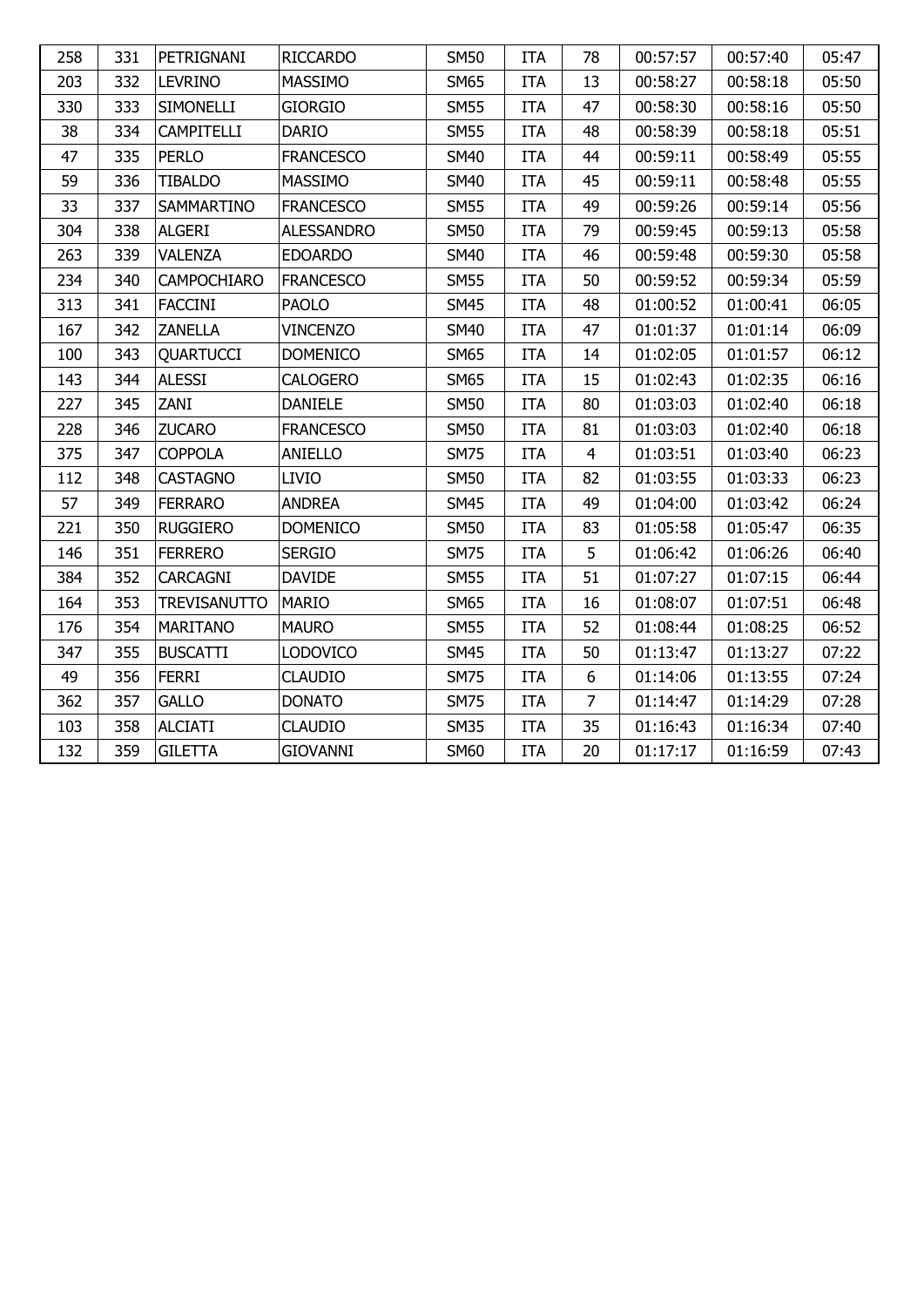| | | | | | | | | | |
|---|---|---|---|---|---|---|---|---|---|
| 258 | 331 | PETRIGNANI | RICCARDO | SM50 | ITA | 78 | 00:57:57 | 00:57:40 | 05:47 |
| 203 | 332 | LEVRINO | MASSIMO | SM65 | ITA | 13 | 00:58:27 | 00:58:18 | 05:50 |
| 330 | 333 | SIMONELLI | GIORGIO | SM55 | ITA | 47 | 00:58:30 | 00:58:16 | 05:50 |
| 38 | 334 | CAMPITELLI | DARIO | SM55 | ITA | 48 | 00:58:39 | 00:58:18 | 05:51 |
| 47 | 335 | PERLO | FRANCESCO | SM40 | ITA | 44 | 00:59:11 | 00:58:49 | 05:55 |
| 59 | 336 | TIBALDO | MASSIMO | SM40 | ITA | 45 | 00:59:11 | 00:58:48 | 05:55 |
| 33 | 337 | SAMMARTINO | FRANCESCO | SM55 | ITA | 49 | 00:59:26 | 00:59:14 | 05:56 |
| 304 | 338 | ALGERI | ALESSANDRO | SM50 | ITA | 79 | 00:59:45 | 00:59:13 | 05:58 |
| 263 | 339 | VALENZA | EDOARDO | SM40 | ITA | 46 | 00:59:48 | 00:59:30 | 05:58 |
| 234 | 340 | CAMPOCHIARO | FRANCESCO | SM55 | ITA | 50 | 00:59:52 | 00:59:34 | 05:59 |
| 313 | 341 | FACCINI | PAOLO | SM45 | ITA | 48 | 01:00:52 | 01:00:41 | 06:05 |
| 167 | 342 | ZANELLA | VINCENZO | SM40 | ITA | 47 | 01:01:37 | 01:01:14 | 06:09 |
| 100 | 343 | QUARTUCCI | DOMENICO | SM65 | ITA | 14 | 01:02:05 | 01:01:57 | 06:12 |
| 143 | 344 | ALESSI | CALOGERO | SM65 | ITA | 15 | 01:02:43 | 01:02:35 | 06:16 |
| 227 | 345 | ZANI | DANIELE | SM50 | ITA | 80 | 01:03:03 | 01:02:40 | 06:18 |
| 228 | 346 | ZUCARO | FRANCESCO | SM50 | ITA | 81 | 01:03:03 | 01:02:40 | 06:18 |
| 375 | 347 | COPPOLA | ANIELLO | SM75 | ITA | 4 | 01:03:51 | 01:03:40 | 06:23 |
| 112 | 348 | CASTAGNO | LIVIO | SM50 | ITA | 82 | 01:03:55 | 01:03:33 | 06:23 |
| 57 | 349 | FERRARO | ANDREA | SM45 | ITA | 49 | 01:04:00 | 01:03:42 | 06:24 |
| 221 | 350 | RUGGIERO | DOMENICO | SM50 | ITA | 83 | 01:05:58 | 01:05:47 | 06:35 |
| 146 | 351 | FERRERO | SERGIO | SM75 | ITA | 5 | 01:06:42 | 01:06:26 | 06:40 |
| 384 | 352 | CARCAGNI | DAVIDE | SM55 | ITA | 51 | 01:07:27 | 01:07:15 | 06:44 |
| 164 | 353 | TREVISANUTTO | MARIO | SM65 | ITA | 16 | 01:08:07 | 01:07:51 | 06:48 |
| 176 | 354 | MARITANO | MAURO | SM55 | ITA | 52 | 01:08:44 | 01:08:25 | 06:52 |
| 347 | 355 | BUSCATTI | LODOVICO | SM45 | ITA | 50 | 01:13:47 | 01:13:27 | 07:22 |
| 49 | 356 | FERRI | CLAUDIO | SM75 | ITA | 6 | 01:14:06 | 01:13:55 | 07:24 |
| 362 | 357 | GALLO | DONATO | SM75 | ITA | 7 | 01:14:47 | 01:14:29 | 07:28 |
| 103 | 358 | ALCIATI | CLAUDIO | SM35 | ITA | 35 | 01:16:43 | 01:16:34 | 07:40 |
| 132 | 359 | GILETTA | GIOVANNI | SM60 | ITA | 20 | 01:17:17 | 01:16:59 | 07:43 |